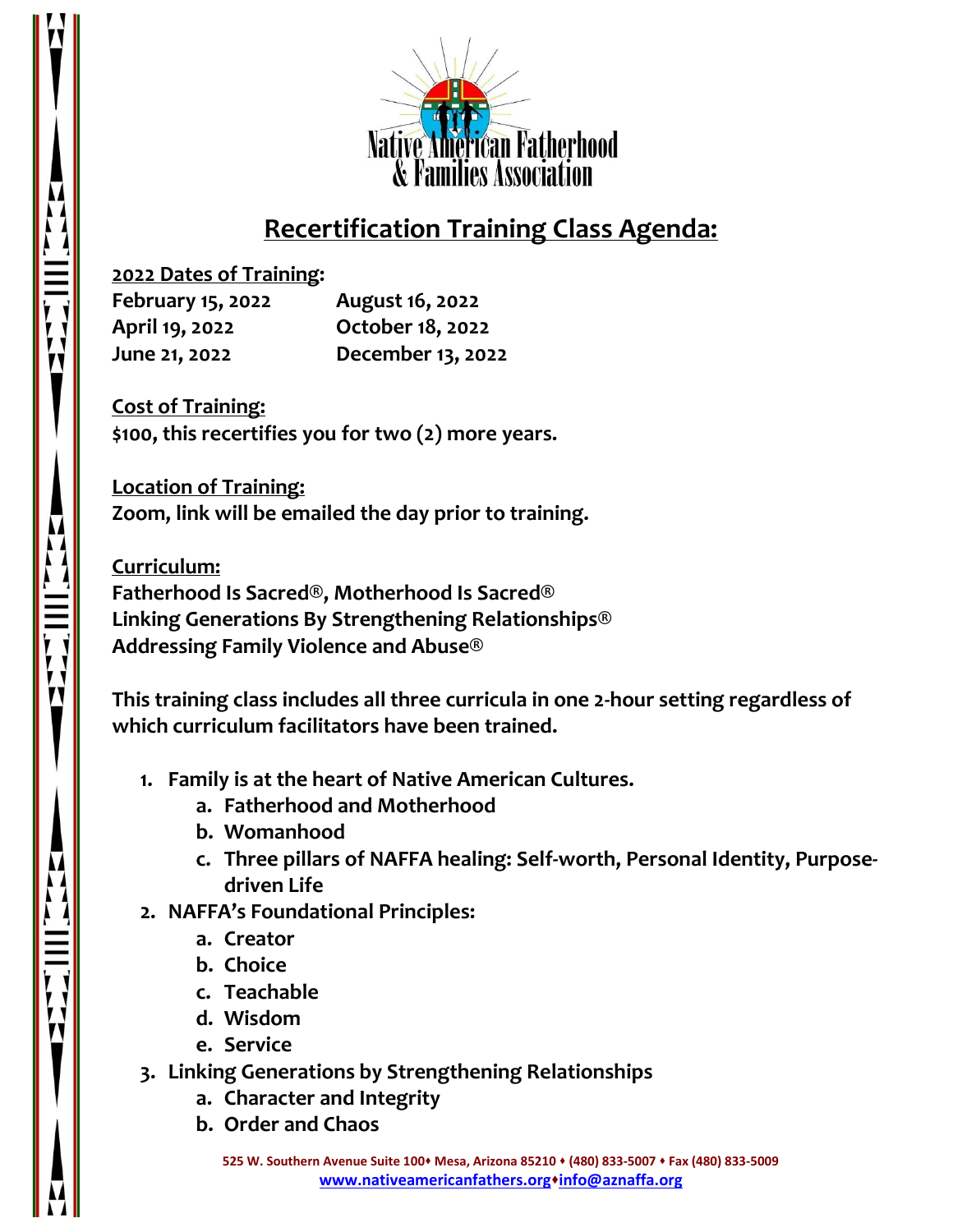Native American Fatherhood & Families Association

# Recertification Training Class Agenda:

**2022 Dates of Training:**

**February 15, 2022**
**April 19, 2022**
**June 21, 2022**
**August 16, 2022**
**October 18, 2022**
**December 13, 2022**

**Cost of Training:**
**$100, this recertifies you for two (2) more years.**

**Location of Training:**
**Zoom, link will be emailed the day prior to training.**

**Curriculum:**
**Fatherhood Is Sacred®, Motherhood Is Sacred®**
**Linking Generations By Strengthening Relationships®**
**Addressing Family Violence and Abuse®**

**This training class includes all three curricula in one 2-hour setting regardless of which curriculum facilitators have been trained.**

1. **Family is at the heart of Native American Cultures.**
   a. **Fatherhood and Motherhood**
   b. **Womanhood**
   c. **Three pillars of NAFFA healing: Self-worth, Personal Identity, Purpose-driven Life**
2. **NAFFA's Foundational Principles:**
   a. **Creator**
   b. **Choice**
   c. **Teachable**
   d. **Wisdom**
   e. **Service**
3. **Linking Generations by Strengthening Relationships**
   a. **Character and Integrity**
   b. **Order and Chaos**

525 W. Southern Avenue Suite 100♦ Mesa, Arizona 85210 ♦ (480) 833-5007 ♦ Fax (480) 833-5009
www.nativeamericanfathers.org♦info@aznaffa.org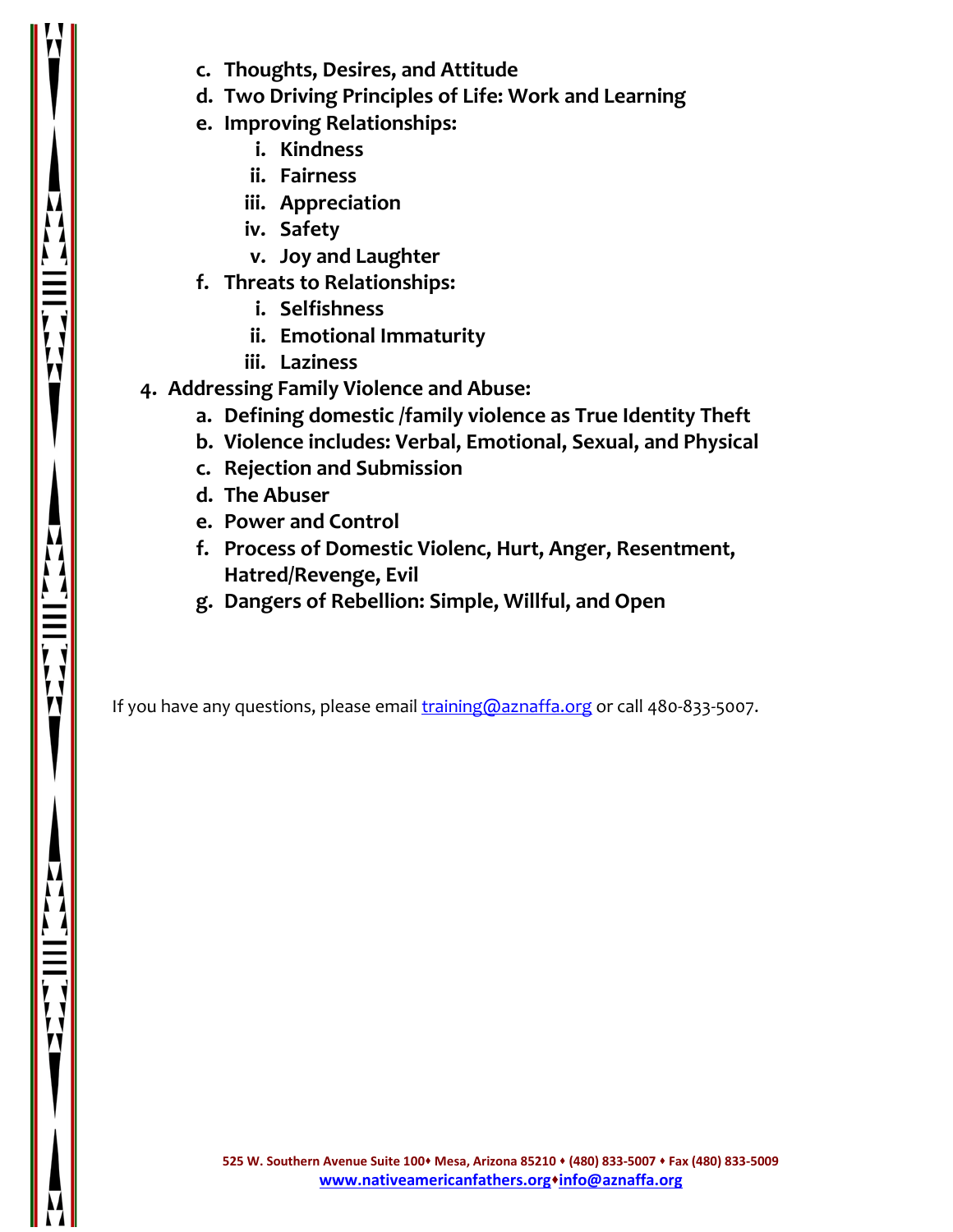c. **Thoughts, Desires, and Attitude**
d. **Two Driving Principles of Life: Work and Learning**
e. **Improving Relationships:**
   i. **Kindness**
   ii. **Fairness**
   iii. **Appreciation**
   iv. **Safety**
   v. **Joy and Laughter**
f. **Threats to Relationships:**
   i. **Selfishness**
   ii. **Emotional Immaturity**
   iii. **Laziness**

4. **Addressing Family Violence and Abuse:**
   a. **Defining domestic /family violence as True Identity Theft**
   b. **Violence includes: Verbal, Emotional, Sexual, and Physical**
   c. **Rejection and Submission**
   d. **The Abuser**
   e. **Power and Control**
   f. **Process of Domestic Violenc, Hurt, Anger, Resentment, Hatred/Revenge, Evil**
   g. **Dangers of Rebellion: Simple, Willful, and Open**

If you have any questions, please email training@aznaffa.org or call 480-833-5007.

**525 W. Southern Avenue Suite 100♦ Mesa, Arizona 85210 ♦ (480) 833-5007 ♦ Fax (480) 833-5009**
**www.nativeamericanfathers.org♦info@aznaffa.org**